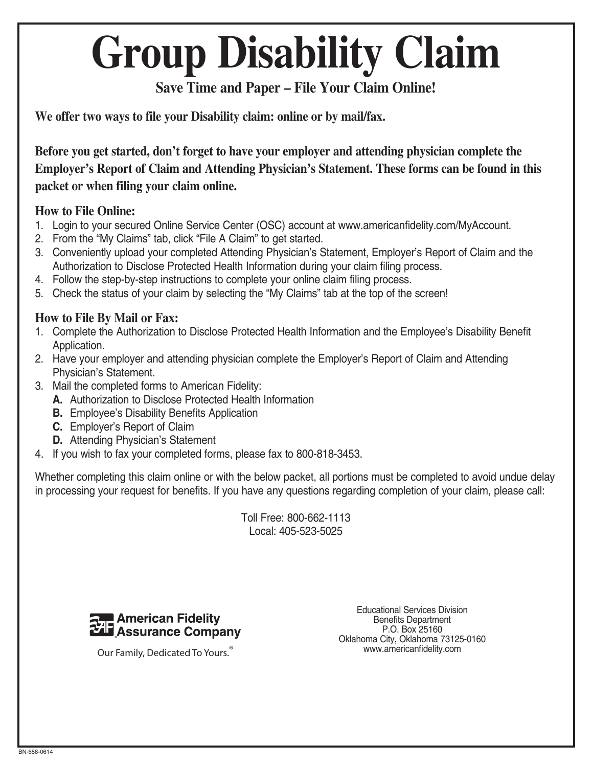# Group Disability Claim

**Save Time and Paper – File Your Claim Online!**

**We offer two ways to file your Disability claim: online or by mail/fax.**

**Before you get started, don't forget to have your employer and attending physician complete the Employer's Report of Claim and Attending Physician's Statement. These forms can be found in this packet or when filing your claim online.**

### How to File Online:

1. Login to your secured Online Service Center (OSC) account at www.americanfidelity.com/MyAccount.
2. From the "My Claims" tab, click "File A Claim" to get started.
3. Conveniently upload your completed Attending Physician's Statement, Employer's Report of Claim and the Authorization to Disclose Protected Health Information during your claim filing process.
4. Follow the step-by-step instructions to complete your online claim filing process.
5. Check the status of your claim by selecting the "My Claims" tab at the top of the screen!

### How to File By Mail or Fax:

1. Complete the Authorization to Disclose Protected Health Information and the Employee's Disability Benefit Application.
2. Have your employer and attending physician complete the Employer's Report of Claim and Attending Physician's Statement.
3. Mail the completed forms to American Fidelity:
   - **A.** Authorization to Disclose Protected Health Information
   - **B.** Employee's Disability Benefits Application
   - **C.** Employer's Report of Claim
   - **D.** Attending Physician's Statement
4. If you wish to fax your completed forms, please fax to 800-818-3453.

Whether completing this claim online or with the below packet, all portions must be completed to avoid undue delay in processing your request for benefits. If you have any questions regarding completion of your claim, please call:

Toll Free: 800-662-1113
Local: 405-523-5025

**American Fidelity Assurance Company**

Our Family, Dedicated To Yours.®

Educational Services Division
Benefits Department
P.O. Box 25160
Oklahoma City, Oklahoma 73125-0160
www.americanfidelity.com

BN-658-0614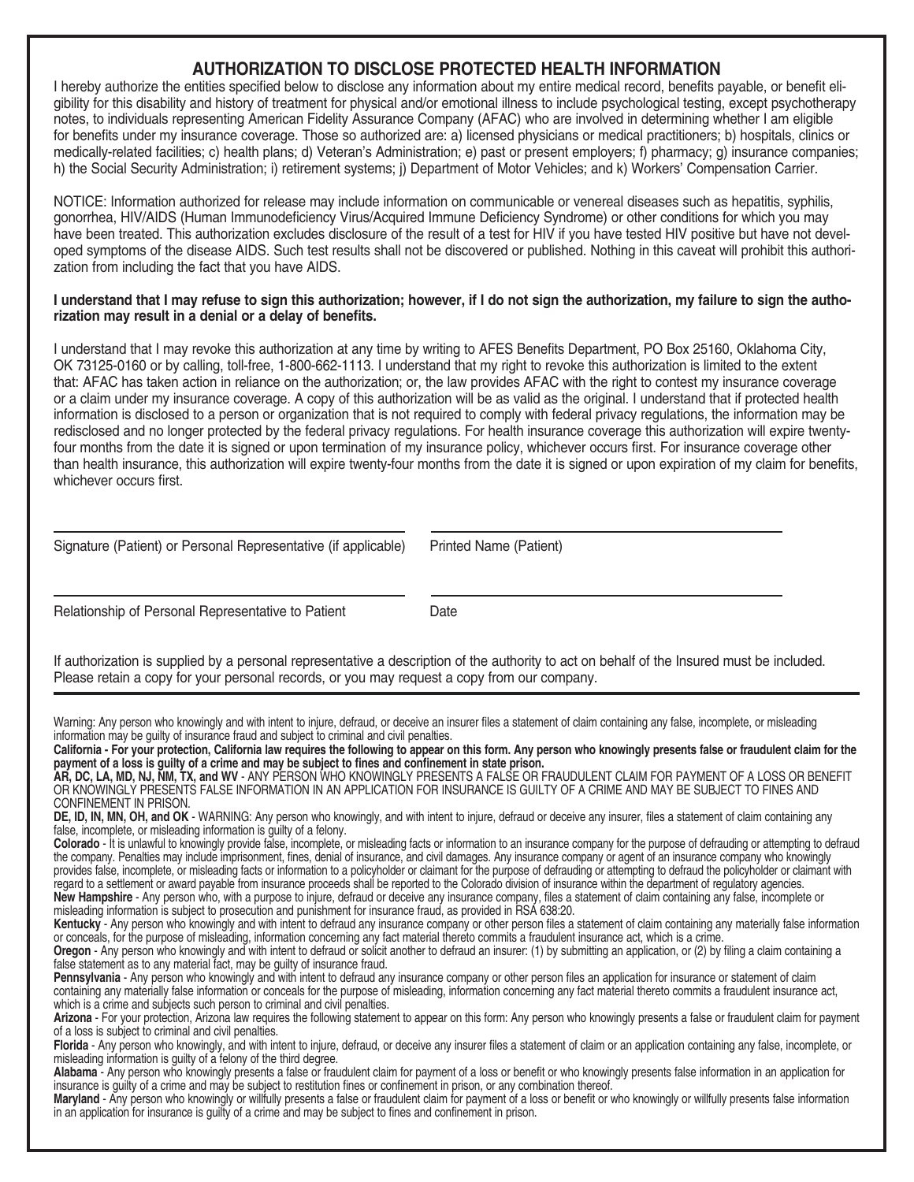## AUTHORIZATION TO DISCLOSE PROTECTED HEALTH INFORMATION

I hereby authorize the entities specified below to disclose any information about my entire medical record, benefits payable, or benefit eligibility for this disability and history of treatment for physical and/or emotional illness to include psychological testing, except psychotherapy notes, to individuals representing American Fidelity Assurance Company (AFAC) who are involved in determining whether I am eligible for benefits under my insurance coverage. Those so authorized are: a) licensed physicians or medical practitioners; b) hospitals, clinics or medically-related facilities; c) health plans; d) Veteran's Administration; e) past or present employers; f) pharmacy; g) insurance companies; h) the Social Security Administration; i) retirement systems; j) Department of Motor Vehicles; and k) Workers' Compensation Carrier.

NOTICE: Information authorized for release may include information on communicable or venereal diseases such as hepatitis, syphilis, gonorrhea, HIV/AIDS (Human Immunodeficiency Virus/Acquired Immune Deficiency Syndrome) or other conditions for which you may have been treated. This authorization excludes disclosure of the result of a test for HIV if you have tested HIV positive but have not developed symptoms of the disease AIDS. Such test results shall not be discovered or published. Nothing in this caveat will prohibit this authorization from including the fact that you have AIDS.

**I understand that I may refuse to sign this authorization; however, if I do not sign the authorization, my failure to sign the authorization may result in a denial or a delay of benefits.**

I understand that I may revoke this authorization at any time by writing to AFES Benefits Department, PO Box 25160, Oklahoma City, OK 73125-0160 or by calling, toll-free, 1-800-662-1113. I understand that my right to revoke this authorization is limited to the extent that: AFAC has taken action in reliance on the authorization; or, the law provides AFAC with the right to contest my insurance coverage or a claim under my insurance coverage. A copy of this authorization will be as valid as the original. I understand that if protected health information is disclosed to a person or organization that is not required to comply with federal privacy regulations, the information may be redisclosed and no longer protected by the federal privacy regulations. For health insurance coverage this authorization will expire twenty-four months from the date it is signed or upon termination of my insurance policy, whichever occurs first. For insurance coverage other than health insurance, this authorization will expire twenty-four months from the date it is signed or upon expiration of my claim for benefits, whichever occurs first.

| ______________________________ | ______________________________ |
|---|---|
| Signature (Patient) or Personal Representative (if applicable) | Printed Name (Patient) |
| ______________________________ | ______________________________ |
| Relationship of Personal Representative to Patient | Date |

If authorization is supplied by a personal representative a description of the authority to act on behalf of the Insured must be included. Please retain a copy for your personal records, or you may request a copy from our company.

---

Warning: Any person who knowingly and with intent to injure, defraud, or deceive an insurer files a statement of claim containing any false, incomplete, or misleading information may be guilty of insurance fraud and subject to criminal and civil penalties.

**California - For your protection, California law requires the following to appear on this form. Any person who knowingly presents false or fraudulent claim for the payment of a loss is guilty of a crime and may be subject to fines and confinement in state prison.**

**AR, DC, LA, MD, NJ, NM, TX, and WV** - ANY PERSON WHO KNOWINGLY PRESENTS A FALSE OR FRAUDULENT CLAIM FOR PAYMENT OF A LOSS OR BENEFIT OR KNOWINGLY PRESENTS FALSE INFORMATION IN AN APPLICATION FOR INSURANCE IS GUILTY OF A CRIME AND MAY BE SUBJECT TO FINES AND CONFINEMENT IN PRISON.

**DE, ID, IN, MN, OH, and OK** - WARNING: Any person who knowingly, and with intent to injure, defraud or deceive any insurer, files a statement of claim containing any false, incomplete, or misleading information is guilty of a felony.

**Colorado** - It is unlawful to knowingly provide false, incomplete, or misleading facts or information to an insurance company for the purpose of defrauding or attempting to defraud the company. Penalties may include imprisonment, fines, denial of insurance, and civil damages. Any insurance company or agent of an insurance company who knowingly provides false, incomplete, or misleading facts or information to a policyholder or claimant for the purpose of defrauding or attempting to defraud the policyholder or claimant with regard to a settlement or award payable from insurance proceeds shall be reported to the Colorado division of insurance within the department of regulatory agencies.

**New Hampshire** - Any person who, with a purpose to injure, defraud or deceive any insurance company, files a statement of claim containing any false, incomplete or misleading information is subject to prosecution and punishment for insurance fraud, as provided in RSA 638:20.

**Kentucky** - Any person who knowingly and with intent to defraud any insurance company or other person files a statement of claim containing any materially false information or conceals, for the purpose of misleading, information concerning any fact material thereto commits a fraudulent insurance act, which is a crime.

**Oregon** - Any person who knowingly and with intent to defraud or solicit another to defraud an insurer: (1) by submitting an application, or (2) by filing a claim containing a false statement as to any material fact, may be guilty of insurance fraud.

**Pennsylvania** - Any person who knowingly and with intent to defraud any insurance company or other person files an application for insurance or statement of claim containing any materially false information or conceals for the purpose of misleading, information concerning any fact material thereto commits a fraudulent insurance act, which is a crime and subjects such person to criminal and civil penalties.

**Arizona** - For your protection, Arizona law requires the following statement to appear on this form: Any person who knowingly presents a false or fraudulent claim for payment of a loss is subject to criminal and civil penalties.

**Florida** - Any person who knowingly, and with intent to injure, defraud, or deceive any insurer files a statement of claim or an application containing any false, incomplete, or misleading information is guilty of a felony of the third degree.

**Alabama** - Any person who knowingly presents a false or fraudulent claim for payment of a loss or benefit or who knowingly presents false information in an application for insurance is guilty of a crime and may be subject to restitution fines or confinement in prison, or any combination thereof.

**Maryland** - Any person who knowingly or willfully presents a false or fraudulent claim for payment of a loss or benefit or who knowingly or willfully presents false information in an application for insurance is guilty of a crime and may be subject to fines and confinement in prison.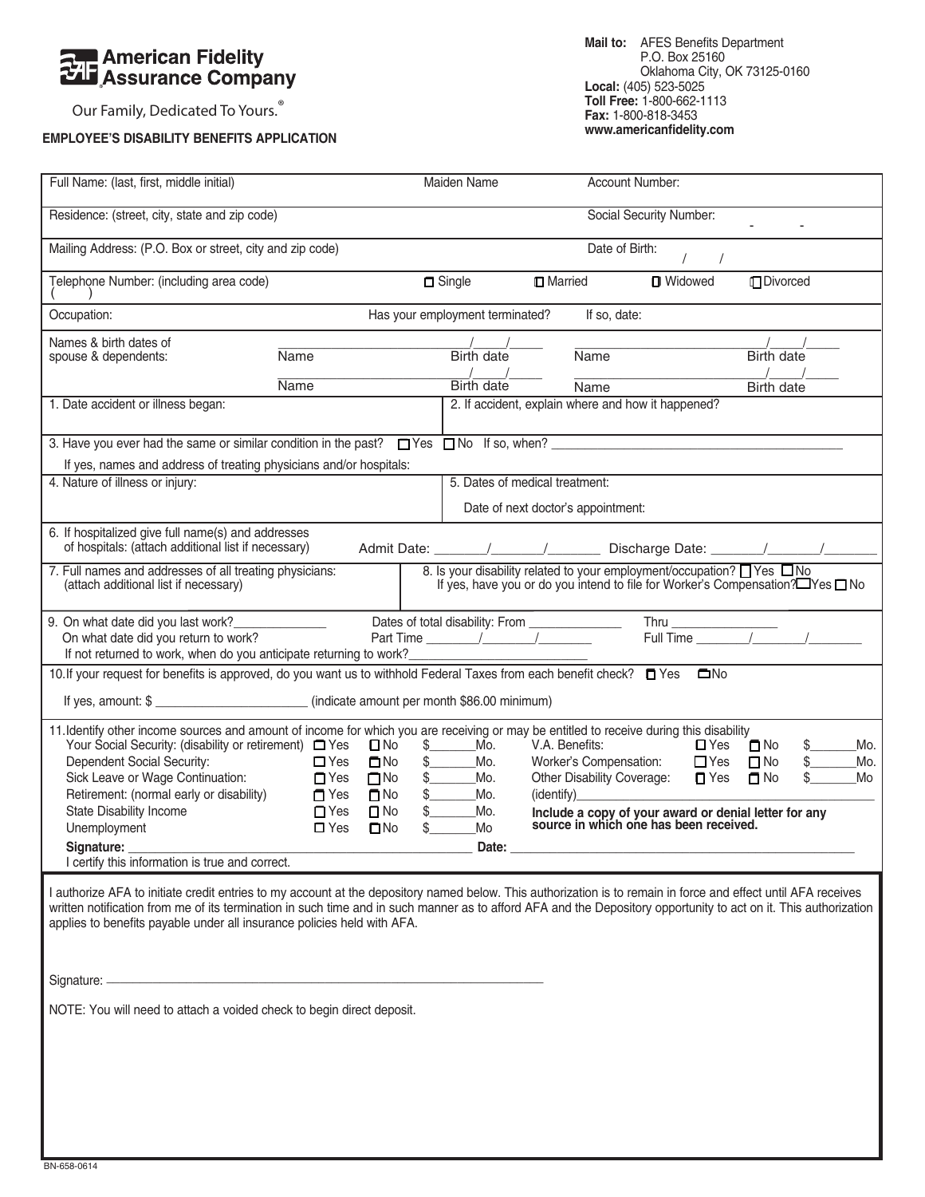**American Fidelity Assurance Company**

Our Family, Dedicated To Yours.®

**EMPLOYEE'S DISABILITY BENEFITS APPLICATION**

**Mail to:** AFES Benefits Department
P.O. Box 25160
Oklahoma City, OK 73125-0160
**Local:** (405) 523-5025
**Toll Free:** 1-800-662-1113
**Fax:** 1-800-818-3453
**www.americanfidelity.com**

| Full Name: (last, first, middle initial) | Maiden Name | Account Number: |
|---|---|---|
| Residence: (street, city, state and zip code) | | Social Security Number: - - |
| Mailing Address: (P.O. Box or street, city and zip code) | | Date of Birth: / / |
| Telephone Number: (including area code) ( ) | ☐ Single ☐ Married | ☐ Widowed ☐ Divorced |
| Occupation: | Has your employment terminated? | If so, date: |

Names & birth dates of spouse & dependents:

| Name | Birth date | Name | Birth date |
|---|---|---|---|
| ____________ | __/__/__ | ____________ | __/__/__ |
| ____________ | __/__/__ | ____________ | __/__/__ |

1. Date accident or illness began:

2. If accident, explain where and how it happened?

3. Have you ever had the same or similar condition in the past? ☐ Yes ☐ No If so, when? ______________________
   If yes, names and address of treating physicians and/or hospitals:

4. Nature of illness or injury:

5. Dates of medical treatment:
   Date of next doctor's appointment:

6. If hospitalized give full name(s) and addresses of hospitals: (attach additional list if necessary) Admit Date: ____/____/____ Discharge Date: ____/____/____

7. Full names and addresses of all treating physicians: (attach additional list if necessary)

8. Is your disability related to your employment/occupation? ☐ Yes ☐ No
   If yes, have you or do you intend to file for Worker's Compensation? ☐ Yes ☐ No

9. On what date did you last work?______________ Dates of total disability: From ______________ Thru ________________
   On what date did you return to work? Part Time ____/____/____ Full Time ____/____/____
   If not returned to work, when do you anticipate returning to work?_______________________

10. If your request for benefits is approved, do you want us to withhold Federal Taxes from each benefit check? ☐ Yes ☐ No
    If yes, amount: $ ______________________ (indicate amount per month $86.00 minimum)

11. Identify other income sources and amount of income for which you are receiving or may be entitled to receive during this disability

| Source | Yes | No | Amount | Source | Yes | No | Amount |
|---|---|---|---|---|---|---|---|
| Your Social Security: (disability or retirement) | ☐ Yes | ☐ No | $_____Mo. | V.A. Benefits: | ☐ Yes | ☐ No | $_____Mo. |
| Dependent Social Security: | ☐ Yes | ☐ No | $_____Mo. | Worker's Compensation: | ☐ Yes | ☐ No | $_____Mo. |
| Sick Leave or Wage Continuation: | ☐ Yes | ☐ No | $_____Mo. | Other Disability Coverage: | ☐ Yes | ☐ No | $_____Mo |
| Retirement: (normal early or disability) | ☐ Yes | ☐ No | $_____Mo. | (identify)__________________ | | | |
| State Disability Income | ☐ Yes | ☐ No | $_____Mo. | **Include a copy of your award or denial letter for any source in which one has been received.** | | | |
| Unemployment | ☐ Yes | ☐ No | $_____Mo | | | | |

**Signature:** ______________________________ **Date:** ______________________________
I certify this information is true and correct.

I authorize AFA to initiate credit entries to my account at the depository named below. This authorization is to remain in force and effect until AFA receives written notification from me of its termination in such time and in such manner as to afford AFA and the Depository opportunity to act on it. This authorization applies to benefits payable under all insurance policies held with AFA.

Signature: ______________________________

NOTE: You will need to attach a voided check to begin direct deposit.

BN-658-0614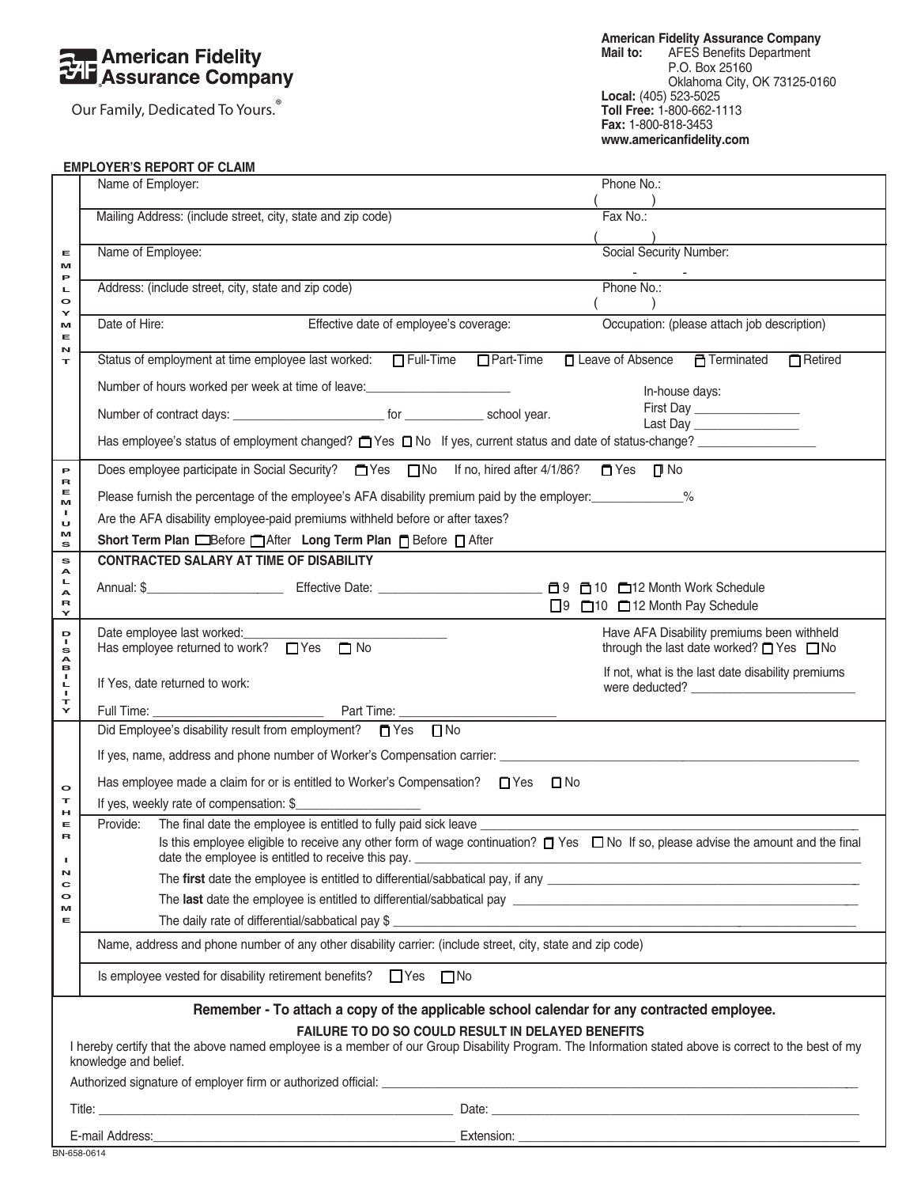**American Fidelity Assurance Company**

Our Family, Dedicated To Yours.®

**American Fidelity Assurance Company**
**Mail to:** AFES Benefits Department
P.O. Box 25160
Oklahoma City, OK 73125-0160
**Local:** (405) 523-5025
**Toll Free:** 1-800-662-1113
**Fax:** 1-800-818-3453
**www.americanfidelity.com**

## EMPLOYER'S REPORT OF CLAIM

### EMPLOYMENT

| | |
|---|---|
| Name of Employer: | Phone No.: ( ) |
| Mailing Address: (include street, city, state and zip code) | Fax No.: ( ) |
| Name of Employee: | Social Security Number: - - |
| Address: (include street, city, state and zip code) | Phone No.: ( ) |

Date of Hire: Effective date of employee's coverage: Occupation: (please attach job description)

Status of employment at time employee last worked: ☐ Full-Time ☐ Part-Time ☐ Leave of Absence ☐ Terminated ☐ Retired

Number of hours worked per week at time of leave:______________________

In-house days:
First Day ________________
Last Day ________________

Number of contract days: _______________________ for ____________ school year.

Has employee's status of employment changed? ☐ Yes ☐ No If yes, current status and date of status-change? _________________

### PREMIUMS

Does employee participate in Social Security? ☐ Yes ☐ No If no, hired after 4/1/86? ☐ Yes ☐ No

Please furnish the percentage of the employee's AFA disability premium paid by the employer:______________%

Are the AFA disability employee-paid premiums withheld before or after taxes?

**Short Term Plan** ☐ Before ☐ After **Long Term Plan** ☐ Before ☐ After

### SALARY

**CONTRACTED SALARY AT TIME OF DISABILITY**

Annual: $____________________ Effective Date: _________________________ ☐ 9 ☐ 10 ☐ 12 Month Work Schedule
☐ 9 ☐ 10 ☐ 12 Month Pay Schedule

### DISABILITY

Date employee last worked:______________________________
Has employee returned to work? ☐ Yes ☐ No

If Yes, date returned to work:

Full Time: __________________________ Part Time: ________________________

Have AFA Disability premiums been withheld through the last date worked? ☐ Yes ☐ No

If not, what is the last date disability premiums were deducted? _________________________

### OTHER INCOME

Did Employee's disability result from employment? ☐ Yes ☐ No

If yes, name, address and phone number of Worker's Compensation carrier: ______________________________________________

Has employee made a claim for or is entitled to Worker's Compensation? ☐ Yes ☐ No

If yes, weekly rate of compensation: $___________________

Provide: The final date the employee is entitled to fully paid sick leave ______________________________________________

Is this employee eligible to receive any other form of wage continuation? ☐ Yes ☐ No If so, please advise the amount and the final date the employee is entitled to receive this pay. ______________________________________________

The **first** date the employee is entitled to differential/sabbatical pay, if any ______________________________________________

The **last** date the employee is entitled to differential/sabbatical pay ______________________________________________

The daily rate of differential/sabbatical pay $ ______________________________________________

Name, address and phone number of any other disability carrier: (include street, city, state and zip code)

Is employee vested for disability retirement benefits? ☐ Yes ☐ No

**Remember - To attach a copy of the applicable school calendar for any contracted employee.**

**FAILURE TO DO SO COULD RESULT IN DELAYED BENEFITS**

I hereby certify that the above named employee is a member of our Group Disability Program. The Information stated above is correct to the best of my knowledge and belief.

Authorized signature of employer firm or authorized official: ______________________________________________

Title: ______________________________ Date: ______________________________

E-mail Address:______________________________ Extension: ______________________________

BN-658-0614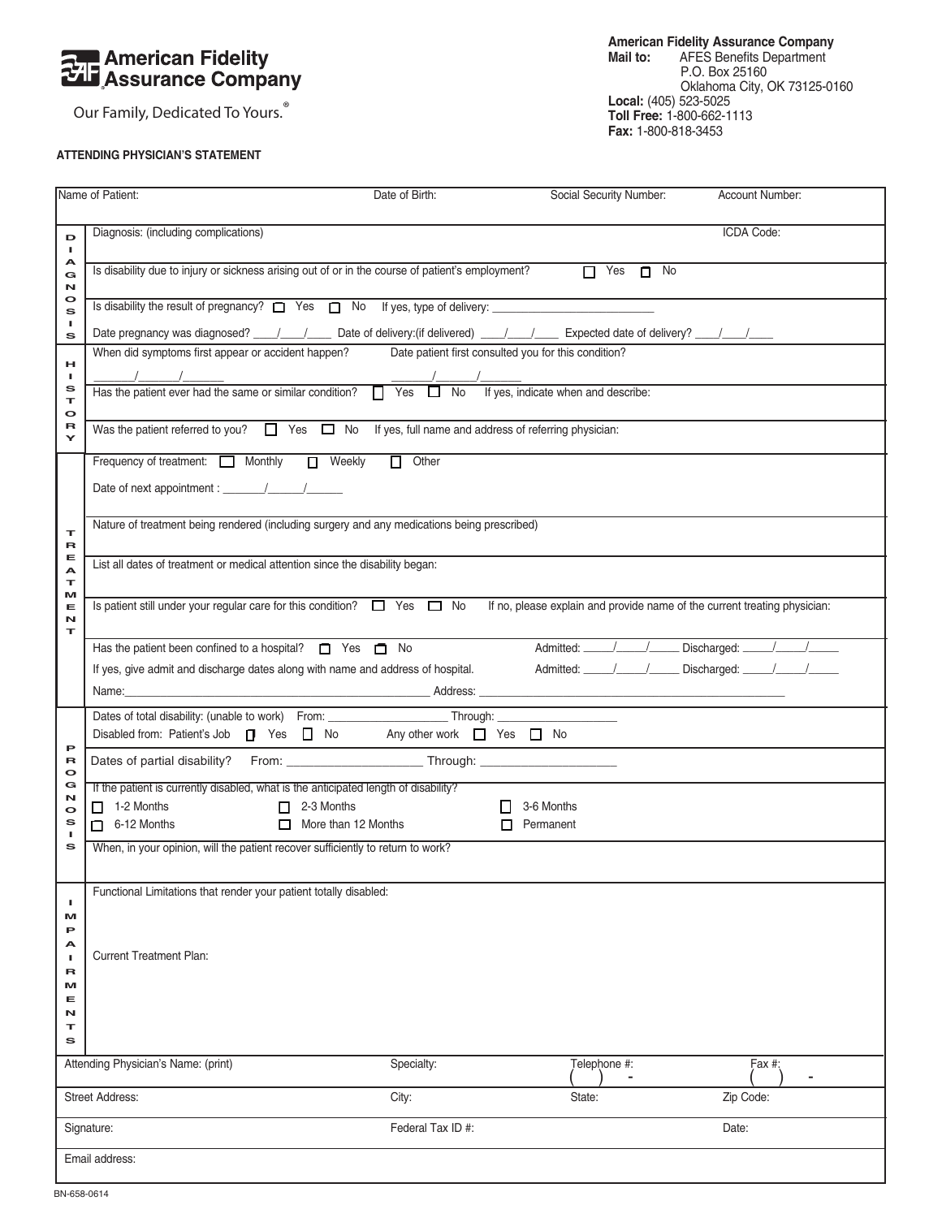**American Fidelity Assurance Company**

Our Family, Dedicated To Yours.®

**American Fidelity Assurance Company**
**Mail to:** AFES Benefits Department
P.O. Box 25160
Oklahoma City, OK 73125-0160
**Local:** (405) 523-5025
**Toll Free:** 1-800-662-1113
**Fax:** 1-800-818-3453

**ATTENDING PHYSICIAN'S STATEMENT**

| Name of Patient: | Date of Birth: | Social Security Number: | Account Number: |
|---|---|---|---|

**DIAGNOSIS**

Diagnosis: (including complications) ICDA Code:

Is disability due to injury or sickness arising out of or in the course of patient's employment? ☐ Yes ☐ No

Is disability the result of pregnancy? ☐ Yes ☐ No If yes, type of delivery: ____________________________

Date pregnancy was diagnosed? ____/____/____ Date of delivery:(if delivered) ____/____/____ Expected date of delivery? ____/____/____

**HISTORY**

When did symptoms first appear or accident happen? _______/_______/_______

Date patient first consulted you for this condition? _______/_______/_______

Has the patient ever had the same or similar condition? ☐ Yes ☐ No If yes, indicate when and describe:

Was the patient referred to you? ☐ Yes ☐ No If yes, full name and address of referring physician:

**TREATMENT**

Frequency of treatment: ☐ Monthly ☐ Weekly ☐ Other

Date of next appointment : _______/______/______

Nature of treatment being rendered (including surgery and any medications being prescribed)

List all dates of treatment or medical attention since the disability began:

Is patient still under your regular care for this condition? ☐ Yes ☐ No If no, please explain and provide name of the current treating physician:

Has the patient been confined to a hospital? ☐ Yes ☐ No Admitted: _____/_____/_____ Discharged: _____/_____/_____

If yes, give admit and discharge dates along with name and address of hospital. Admitted: _____/_____/_____ Discharged: _____/_____/_____

Name:__________________________________________________ Address: ____________________________________________________

**PROGNOSIS**

Dates of total disability: (unable to work) From: ____________________ Through: ____________________

Disabled from: Patient's Job ☐ Yes ☐ No Any other work ☐ Yes ☐ No

Dates of partial disability? From: ____________________ Through: ____________________

If the patient is currently disabled, what is the anticipated length of disability?

☐ 1-2 Months ☐ 2-3 Months ☐ 3-6 Months

☐ 6-12 Months ☐ More than 12 Months ☐ Permanent

When, in your opinion, will the patient recover sufficiently to return to work?

**IMPAIRMENTS**

Functional Limitations that render your patient totally disabled:

Current Treatment Plan:

| Attending Physician's Name: (print) | Specialty: | Telephone #: ( ) - | Fax #: ( ) - |
|---|---|---|---|
| Street Address: | City: | State: | Zip Code: |
| Signature: | Federal Tax ID #: | | Date: |
| Email address: | | | |

BN-658-0614